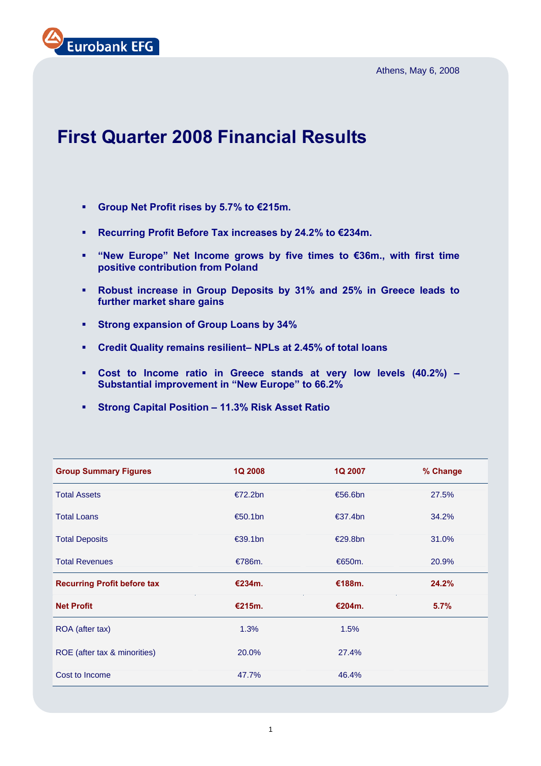Eurobank EFG

Athens, May 6, 2008

# First Quarter 2008 Financial Results

- **Group Net Profit rises by 5.7% to €215m.**
- **Recurring Profit Before Tax increases by 24.2% to €234m.**
- **"New Europe" Net Income grows by five times to €36m., with first time positive contribution from Poland**
- **Robust increase in Group Deposits by 31% and 25% in Greece leads to further market share gains**
- **Strong expansion of Group Loans by 34%**
- **Credit Quality remains resilient– NPLs at 2.45% of total loans**
- **Cost to Income ratio in Greece stands at very low levels (40.2%) – Substantial improvement in "New Europe" to 66.2%**
- **Strong Capital Position – 11.3% Risk Asset Ratio**

| Group Summary Figures | 1Q 2008 | 1Q 2007 | % Change |
|---|---|---|---|
| Total Assets | €72.2bn | €56.6bn | 27.5% |
| Total Loans | €50.1bn | €37.4bn | 34.2% |
| Total Deposits | €39.1bn | €29.8bn | 31.0% |
| Total Revenues | €786m. | €650m. | 20.9% |
| **Recurring Profit before tax** | **€234m.** | **€188m.** | **24.2%** |
| **Net Profit** | **€215m.** | **€204m.** | **5.7%** |
| ROA (after tax) | 1.3% | 1.5% | |
| ROE (after tax & minorities) | 20.0% | 27.4% | |
| Cost to Income | 47.7% | 46.4% | |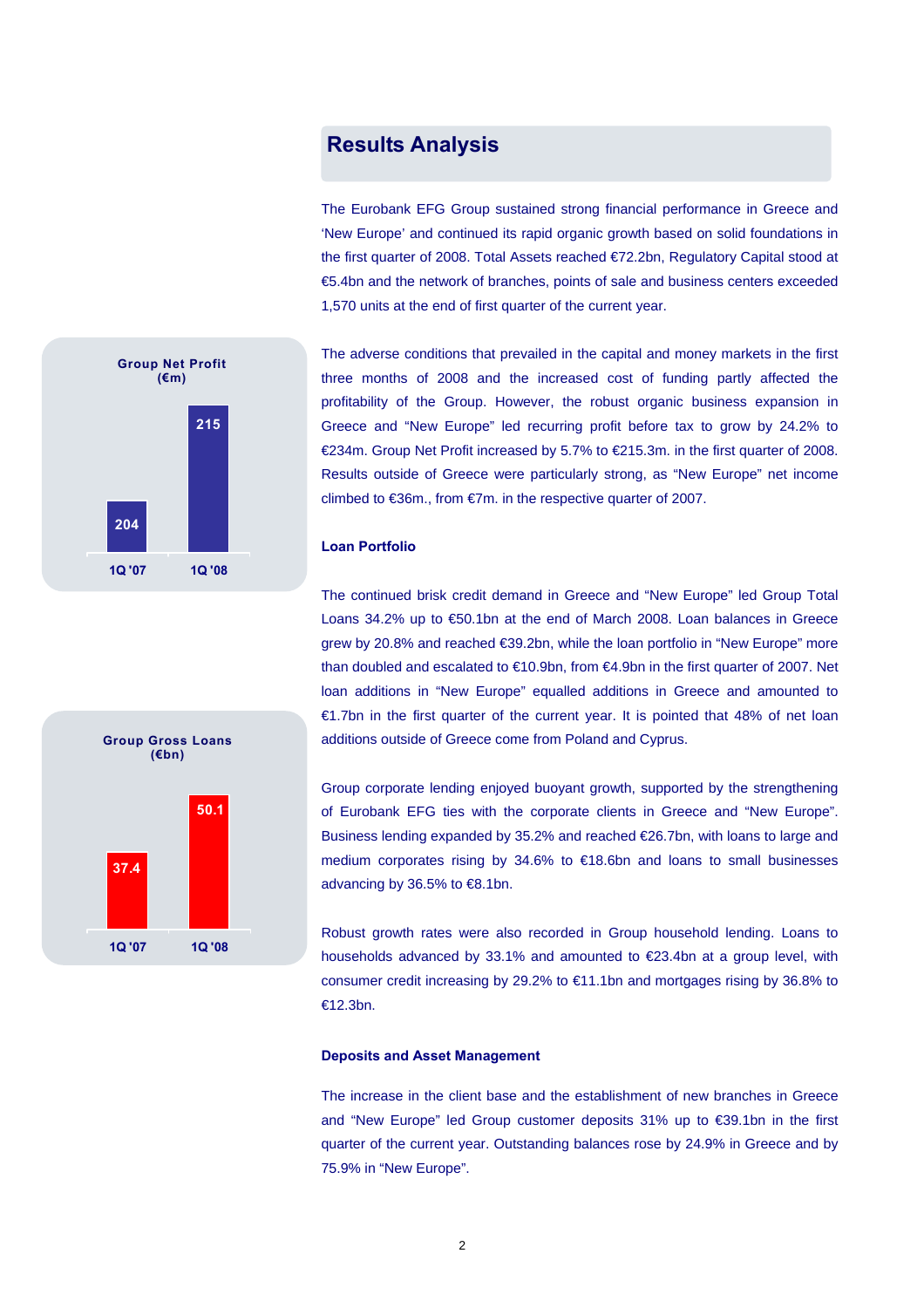## Results Analysis

The Eurobank EFG Group sustained strong financial performance in Greece and 'New Europe' and continued its rapid organic growth based on solid foundations in the first quarter of 2008. Total Assets reached €72.2bn, Regulatory Capital stood at €5.4bn and the network of branches, points of sale and business centers exceeded 1,570 units at the end of first quarter of the current year.

**Group Net Profit (€m)**

| 1Q '07 | 1Q '08 |
| --- | --- |
| 204 | 215 |

The adverse conditions that prevailed in the capital and money markets in the first three months of 2008 and the increased cost of funding partly affected the profitability of the Group. However, the robust organic business expansion in Greece and "New Europe" led recurring profit before tax to grow by 24.2% to €234m. Group Net Profit increased by 5.7% to €215.3m. in the first quarter of 2008. Results outside of Greece were particularly strong, as "New Europe" net income climbed to €36m., from €7m. in the respective quarter of 2007.

### Loan Portfolio

The continued brisk credit demand in Greece and "New Europe" led Group Total Loans 34.2% up to €50.1bn at the end of March 2008. Loan balances in Greece grew by 20.8% and reached €39.2bn, while the loan portfolio in "New Europe" more than doubled and escalated to €10.9bn, from €4.9bn in the first quarter of 2007. Net loan additions in "New Europe" equalled additions in Greece and amounted to €1.7bn in the first quarter of the current year. It is pointed that 48% of net loan additions outside of Greece come from Poland and Cyprus.

**Group Gross Loans (€bn)**

| 1Q '07 | 1Q '08 |
| --- | --- |
| 37.4 | 50.1 |

Group corporate lending enjoyed buoyant growth, supported by the strengthening of Eurobank EFG ties with the corporate clients in Greece and "New Europe". Business lending expanded by 35.2% and reached €26.7bn, with loans to large and medium corporates rising by 34.6% to €18.6bn and loans to small businesses advancing by 36.5% to €8.1bn.

Robust growth rates were also recorded in Group household lending. Loans to households advanced by 33.1% and amounted to €23.4bn at a group level, with consumer credit increasing by 29.2% to €11.1bn and mortgages rising by 36.8% to €12.3bn.

### Deposits and Asset Management

The increase in the client base and the establishment of new branches in Greece and "New Europe" led Group customer deposits 31% up to €39.1bn in the first quarter of the current year. Outstanding balances rose by 24.9% in Greece and by 75.9% in "New Europe".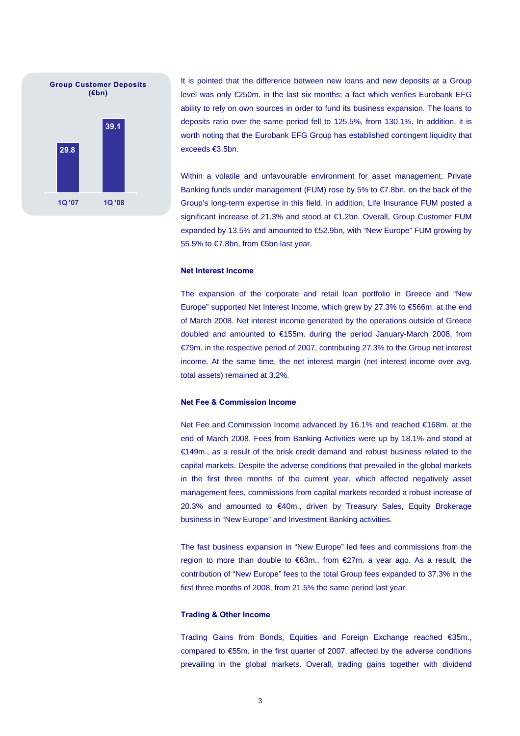**Group Customer Deposits (€bn)**

| 1Q '07 | 1Q '08 |
|---|---|
| 29.8 | 39.1 |

It is pointed that the difference between new loans and new deposits at a Group level was only €250m. in the last six months; a fact which verifies Eurobank EFG ability to rely on own sources in order to fund its business expansion. The loans to deposits ratio over the same period fell to 125.5%, from 130.1%. In addition, it is worth noting that the Eurobank EFG Group has established contingent liquidity that exceeds €3.5bn.

Within a volatile and unfavourable environment for asset management, Private Banking funds under management (FUM) rose by 5% to €7.8bn, on the back of the Group's long-term expertise in this field. In addition, Life Insurance FUM posted a significant increase of 21.3% and stood at €1.2bn. Overall, Group Customer FUM expanded by 13.5% and amounted to €52.9bn, with "New Europe" FUM growing by 55.5% to €7.8bn, from €5bn last year.

### Net Interest Income

The expansion of the corporate and retail loan portfolio in Greece and "New Europe" supported Net Interest Income, which grew by 27.3% to €566m. at the end of March 2008. Net interest income generated by the operations outside of Greece doubled and amounted to €155m. during the period January-March 2008, from €79m. in the respective period of 2007, contributing 27.3% to the Group net interest income. At the same time, the net interest margin (net interest income over avg. total assets) remained at 3.2%.

### Net Fee & Commission Income

Net Fee and Commission Income advanced by 16.1% and reached €168m. at the end of March 2008. Fees from Banking Activities were up by 18.1% and stood at €149m., as a result of the brisk credit demand and robust business related to the capital markets. Despite the adverse conditions that prevailed in the global markets in the first three months of the current year, which affected negatively asset management fees, commissions from capital markets recorded a robust increase of 20.3% and amounted to €40m., driven by Treasury Sales, Equity Brokerage business in "New Europe" and Investment Banking activities.

The fast business expansion in "New Europe" led fees and commissions from the region to more than double to €63m., from €27m. a year ago. As a result, the contribution of "New Europe" fees to the total Group fees expanded to 37.3% in the first three months of 2008, from 21.5% the same period last year.

### Trading & Other Income

Trading Gains from Bonds, Equities and Foreign Exchange reached €35m., compared to €55m. in the first quarter of 2007, affected by the adverse conditions prevailing in the global markets. Overall, trading gains together with dividend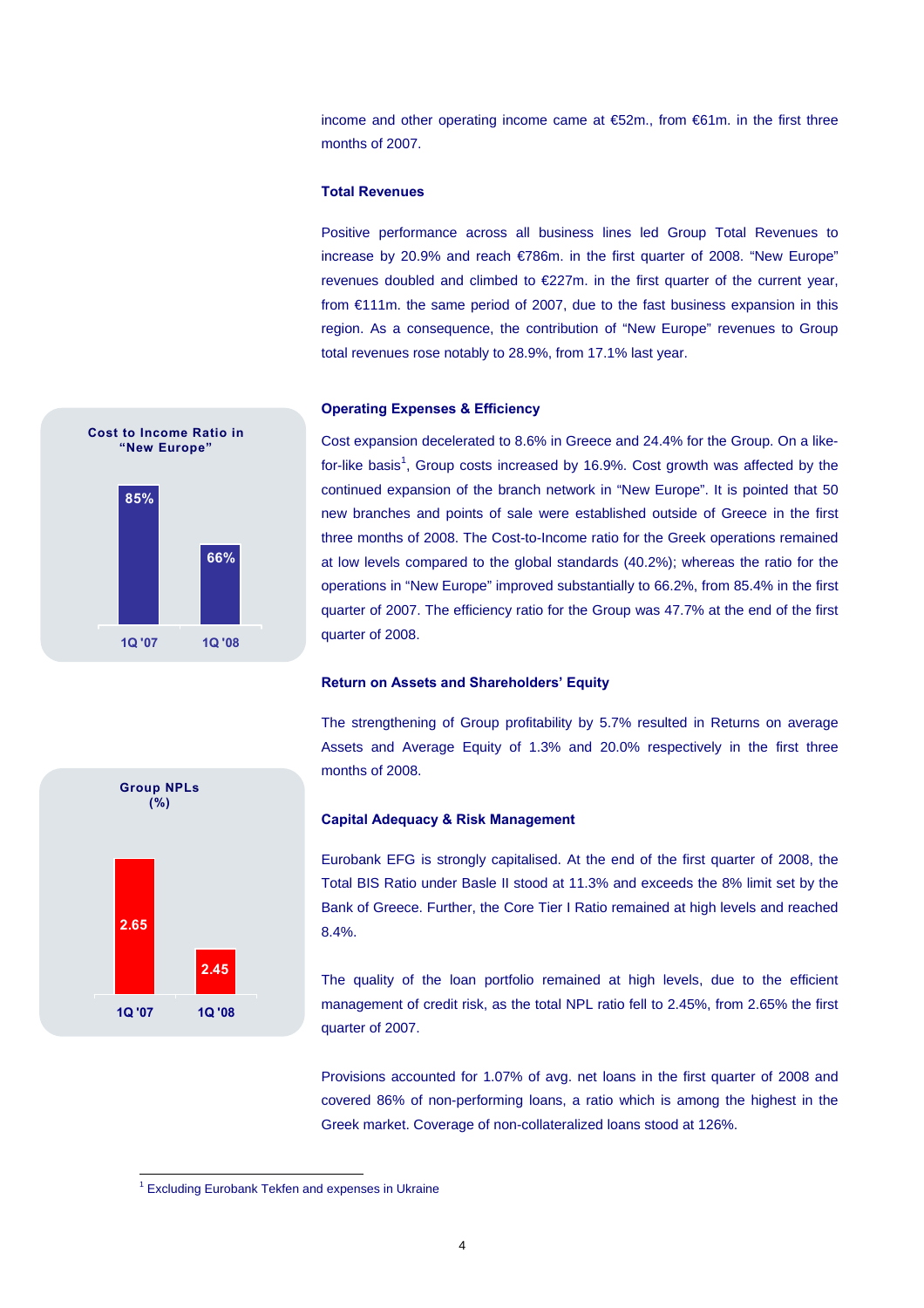income and other operating income came at €52m., from €61m. in the first three months of 2007.

### Total Revenues

Positive performance across all business lines led Group Total Revenues to increase by 20.9% and reach €786m. in the first quarter of 2008. "New Europe" revenues doubled and climbed to €227m. in the first quarter of the current year, from €111m. the same period of 2007, due to the fast business expansion in this region. As a consequence, the contribution of "New Europe" revenues to Group total revenues rose notably to 28.9%, from 17.1% last year.

### Operating Expenses & Efficiency

**Cost to Income Ratio in "New Europe"**

| 1Q '07 | 1Q '08 |
|---|---|
| 85% | 66% |

Cost expansion decelerated to 8.6% in Greece and 24.4% for the Group. On a like-for-like basis[1], Group costs increased by 16.9%. Cost growth was affected by the continued expansion of the branch network in "New Europe". It is pointed that 50 new branches and points of sale were established outside of Greece in the first three months of 2008. The Cost-to-Income ratio for the Greek operations remained at low levels compared to the global standards (40.2%); whereas the ratio for the operations in "New Europe" improved substantially to 66.2%, from 85.4% in the first quarter of 2007. The efficiency ratio for the Group was 47.7% at the end of the first quarter of 2008.

### Return on Assets and Shareholders' Equity

The strengthening of Group profitability by 5.7% resulted in Returns on average Assets and Average Equity of 1.3% and 20.0% respectively in the first three months of 2008.

### Capital Adequacy & Risk Management

**Group NPLs (%)**

| 1Q '07 | 1Q '08 |
|---|---|
| 2.65 | 2.45 |

Eurobank EFG is strongly capitalised. At the end of the first quarter of 2008, the Total BIS Ratio under Basle II stood at 11.3% and exceeds the 8% limit set by the Bank of Greece. Further, the Core Tier I Ratio remained at high levels and reached 8.4%.

The quality of the loan portfolio remained at high levels, due to the efficient management of credit risk, as the total NPL ratio fell to 2.45%, from 2.65% the first quarter of 2007.

Provisions accounted for 1.07% of avg. net loans in the first quarter of 2008 and covered 86% of non-performing loans, a ratio which is among the highest in the Greek market. Coverage of non-collateralized loans stood at 126%.

---

[1] Excluding Eurobank Tekfen and expenses in Ukraine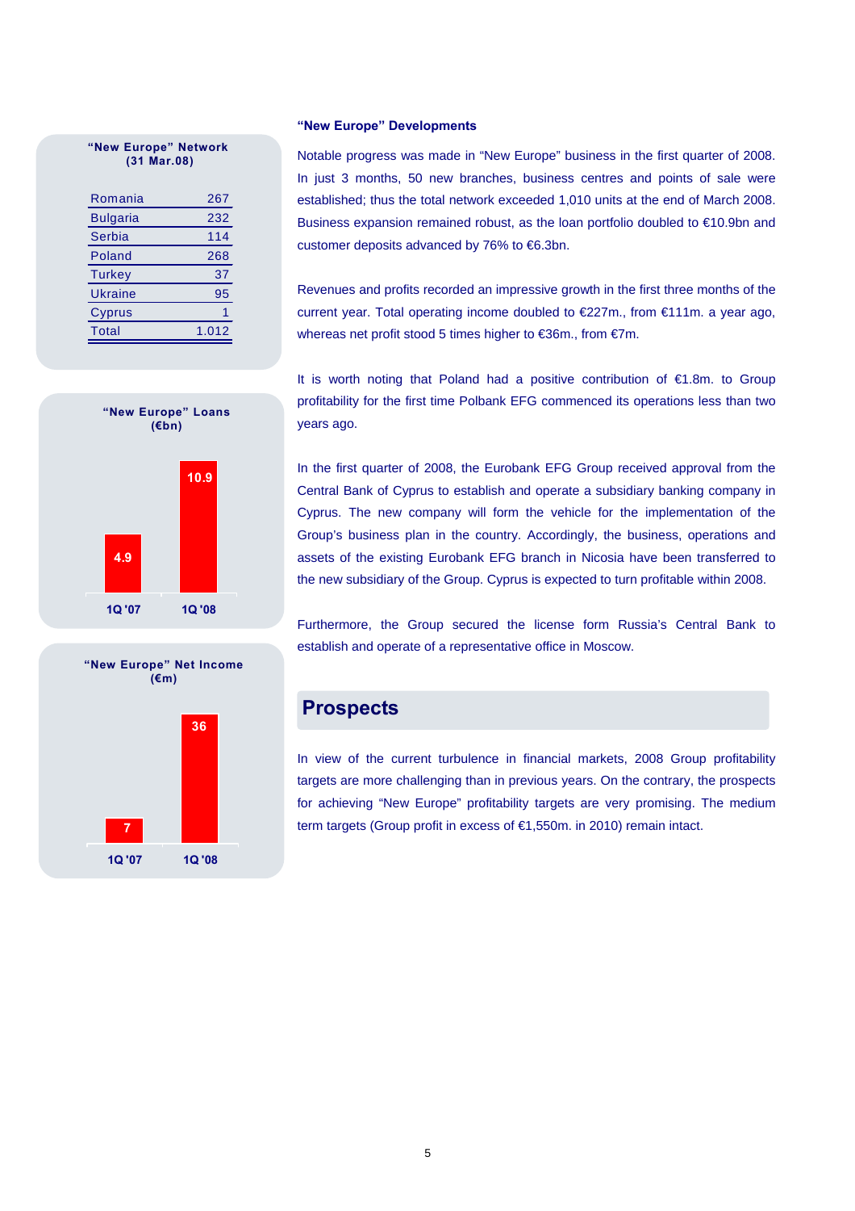**"New Europe" Network (31 Mar.08)**

| Country | Units |
|---|---|
| Romania | 267 |
| Bulgaria | 232 |
| Serbia | 114 |
| Poland | 268 |
| Turkey | 37 |
| Ukraine | 95 |
| Cyprus | 1 |
| Total | 1.012 |

**"New Europe" Loans (€bn)**

| 1Q '07 | 1Q '08 |
|---|---|
| 4.9 | 10.9 |

**"New Europe" Net Income (€m)**

| 1Q '07 | 1Q '08 |
|---|---|
| 7 | 36 |

### "New Europe" Developments

Notable progress was made in "New Europe" business in the first quarter of 2008. In just 3 months, 50 new branches, business centres and points of sale were established; thus the total network exceeded 1,010 units at the end of March 2008. Business expansion remained robust, as the loan portfolio doubled to €10.9bn and customer deposits advanced by 76% to €6.3bn.

Revenues and profits recorded an impressive growth in the first three months of the current year. Total operating income doubled to €227m., from €111m. a year ago, whereas net profit stood 5 times higher to €36m., from €7m.

It is worth noting that Poland had a positive contribution of €1.8m. to Group profitability for the first time Polbank EFG commenced its operations less than two years ago.

In the first quarter of 2008, the Eurobank EFG Group received approval from the Central Bank of Cyprus to establish and operate a subsidiary banking company in Cyprus. The new company will form the vehicle for the implementation of the Group's business plan in the country. Accordingly, the business, operations and assets of the existing Eurobank EFG branch in Nicosia have been transferred to the new subsidiary of the Group. Cyprus is expected to turn profitable within 2008.

Furthermore, the Group secured the license form Russia's Central Bank to establish and operate of a representative office in Moscow.

## Prospects

In view of the current turbulence in financial markets, 2008 Group profitability targets are more challenging than in previous years. On the contrary, the prospects for achieving "New Europe" profitability targets are very promising. The medium term targets (Group profit in excess of €1,550m. in 2010) remain intact.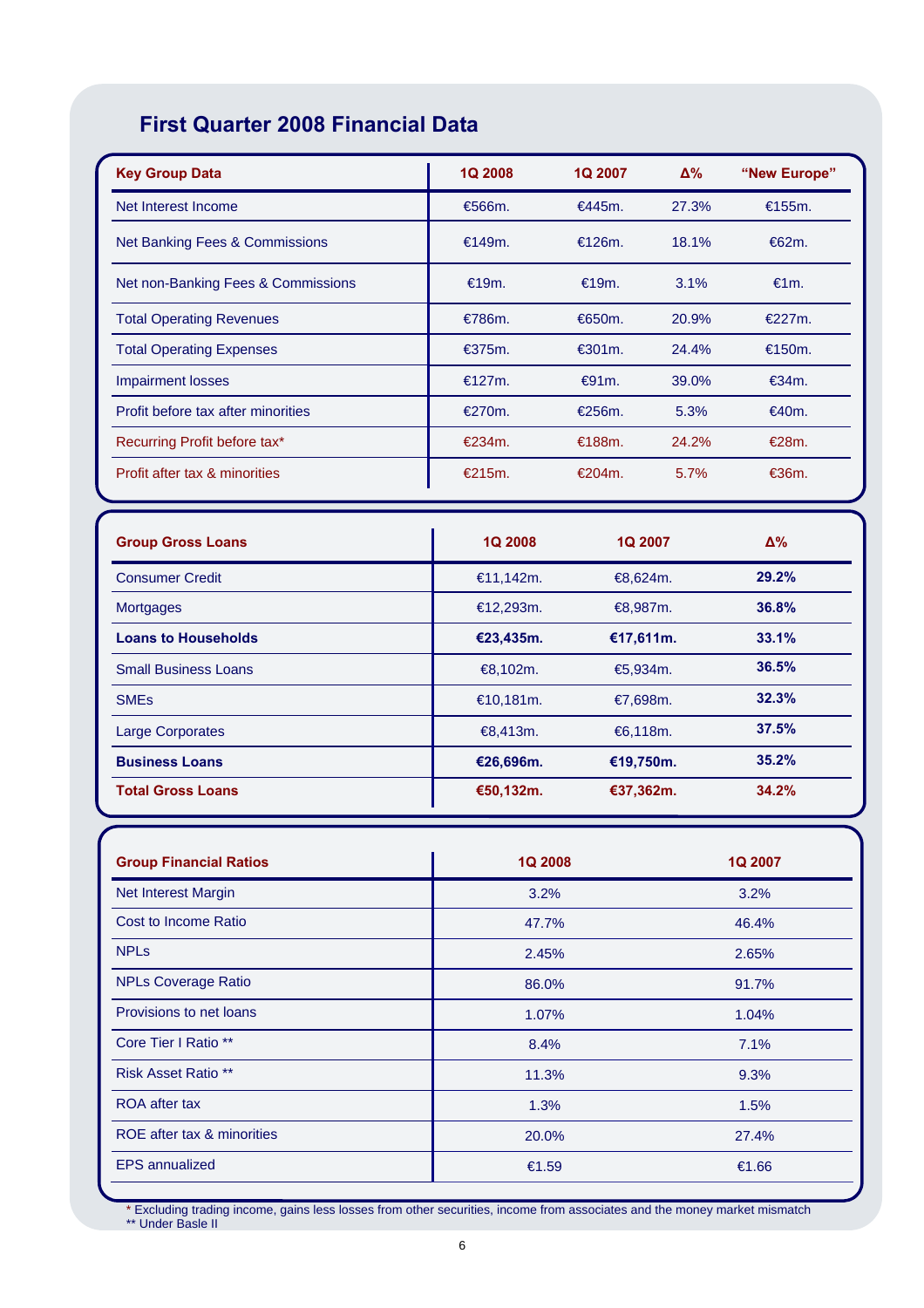## First Quarter 2008 Financial Data

| Key Group Data | 1Q 2008 | 1Q 2007 | Δ% | "New Europe" |
|---|---|---|---|---|
| Net Interest Income | €566m. | €445m. | 27.3% | €155m. |
| Net Banking Fees & Commissions | €149m. | €126m. | 18.1% | €62m. |
| Net non-Banking Fees & Commissions | €19m. | €19m. | 3.1% | €1m. |
| Total Operating Revenues | €786m. | €650m. | 20.9% | €227m. |
| Total Operating Expenses | €375m. | €301m. | 24.4% | €150m. |
| Impairment losses | €127m. | €91m. | 39.0% | €34m. |
| Profit before tax after minorities | €270m. | €256m. | 5.3% | €40m. |
| Recurring Profit before tax* | €234m. | €188m. | 24.2% | €28m. |
| Profit after tax & minorities | €215m. | €204m. | 5.7% | €36m. |

| Group Gross Loans | 1Q 2008 | 1Q 2007 | Δ% |
|---|---|---|---|
| Consumer Credit | €11,142m. | €8,624m. | **29.2%** |
| Mortgages | €12,293m. | €8,987m. | **36.8%** |
| **Loans to Households** | **€23,435m.** | **€17,611m.** | **33.1%** |
| Small Business Loans | €8,102m. | €5,934m. | **36.5%** |
| SMEs | €10,181m. | €7,698m. | **32.3%** |
| Large Corporates | €8,413m. | €6,118m. | **37.5%** |
| **Business Loans** | **€26,696m.** | **€19,750m.** | **35.2%** |
| **Total Gross Loans** | **€50,132m.** | **€37,362m.** | **34.2%** |

| Group Financial Ratios | 1Q 2008 | 1Q 2007 |
|---|---|---|
| Net Interest Margin | 3.2% | 3.2% |
| Cost to Income Ratio | 47.7% | 46.4% |
| NPLs | 2.45% | 2.65% |
| NPLs Coverage Ratio | 86.0% | 91.7% |
| Provisions to net loans | 1.07% | 1.04% |
| Core Tier I Ratio ** | 8.4% | 7.1% |
| Risk Asset Ratio ** | 11.3% | 9.3% |
| ROA after tax | 1.3% | 1.5% |
| ROE after tax & minorities | 20.0% | 27.4% |
| EPS annualized | €1.59 | €1.66 |

\* Excluding trading income, gains less losses from other securities, income from associates and the money market mismatch
** Under Basle II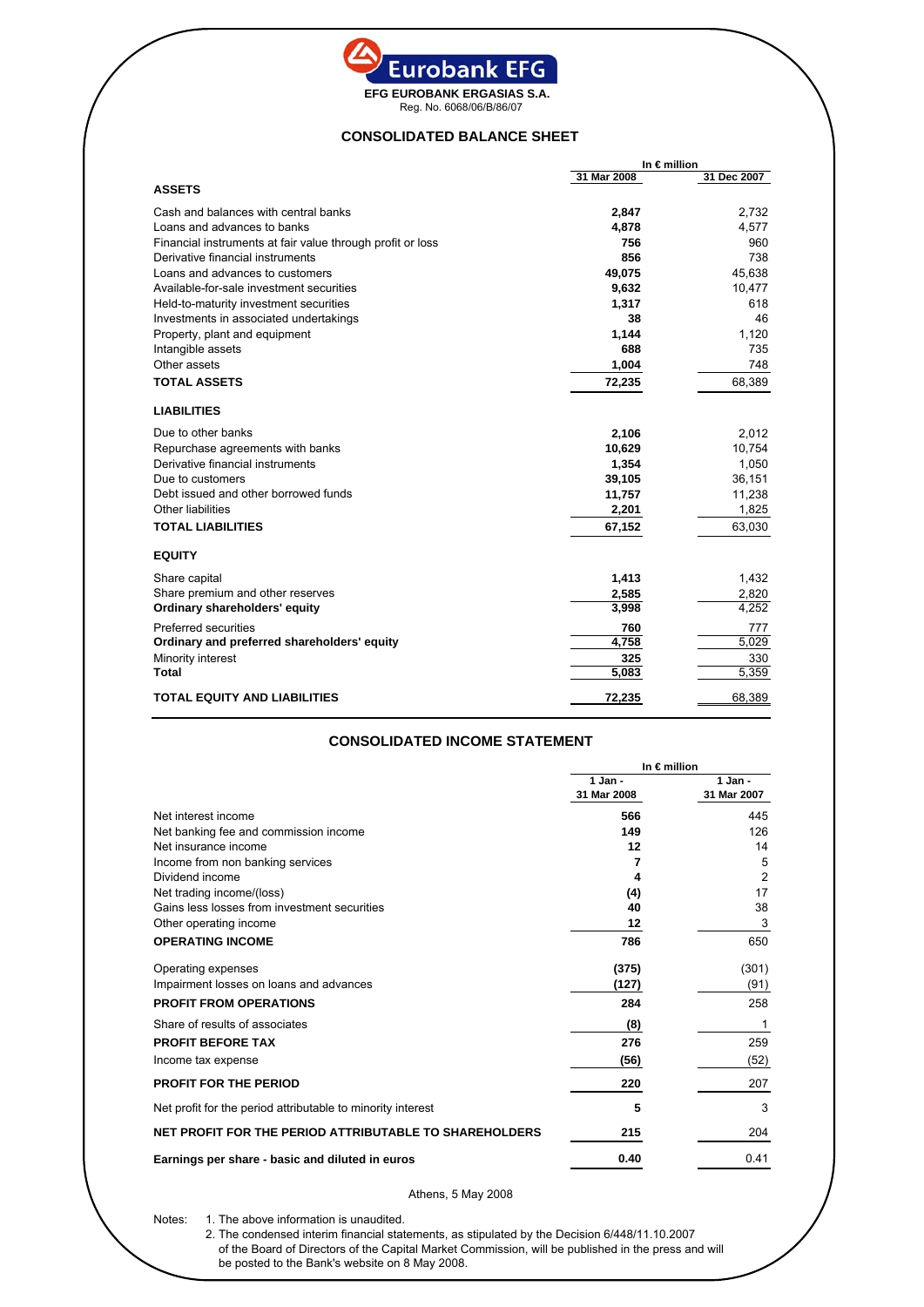**Eurobank EFG**

**EFG EUROBANK ERGASIAS S.A.**
Reg. No. 6068/06/B/86/07

## CONSOLIDATED BALANCE SHEET

| | In € million | |
|---|---|---|
| | **31 Mar 2008** | **31 Dec 2007** |
| **ASSETS** | | |
| Cash and balances with central banks | **2,847** | 2,732 |
| Loans and advances to banks | **4,878** | 4,577 |
| Financial instruments at fair value through profit or loss | **756** | 960 |
| Derivative financial instruments | **856** | 738 |
| Loans and advances to customers | **49,075** | 45,638 |
| Available-for-sale investment securities | **9,632** | 10,477 |
| Held-to-maturity investment securities | **1,317** | 618 |
| Investments in associated undertakings | **38** | 46 |
| Property, plant and equipment | **1,144** | 1,120 |
| Intangible assets | **688** | 735 |
| Other assets | **1,004** | 748 |
| **TOTAL ASSETS** | **72,235** | 68,389 |
| **LIABILITIES** | | |
| Due to other banks | **2,106** | 2,012 |
| Repurchase agreements with banks | **10,629** | 10,754 |
| Derivative financial instruments | **1,354** | 1,050 |
| Due to customers | **39,105** | 36,151 |
| Debt issued and other borrowed funds | **11,757** | 11,238 |
| Other liabilities | **2,201** | 1,825 |
| **TOTAL LIABILITIES** | **67,152** | 63,030 |
| **EQUITY** | | |
| Share capital | **1,413** | 1,432 |
| Share premium and other reserves | **2,585** | 2,820 |
| **Ordinary shareholders' equity** | **3,998** | 4,252 |
| Preferred securities | **760** | 777 |
| **Ordinary and preferred shareholders' equity** | **4,758** | 5,029 |
| Minority interest | **325** | 330 |
| **Total** | **5,083** | 5,359 |
| **TOTAL EQUITY AND LIABILITIES** | **72,235** | 68,389 |

## CONSOLIDATED INCOME STATEMENT

| | In € million | |
|---|---|---|
| | **1 Jan - 31 Mar 2008** | **1 Jan - 31 Mar 2007** |
| Net interest income | **566** | 445 |
| Net banking fee and commission income | **149** | 126 |
| Net insurance income | **12** | 14 |
| Income from non banking services | **7** | 5 |
| Dividend income | **4** | 2 |
| Net trading income/(loss) | **(4)** | 17 |
| Gains less losses from investment securities | **40** | 38 |
| Other operating income | **12** | 3 |
| **OPERATING INCOME** | **786** | 650 |
| Operating expenses | **(375)** | (301) |
| Impairment losses on loans and advances | **(127)** | (91) |
| **PROFIT FROM OPERATIONS** | **284** | 258 |
| Share of results of associates | **(8)** | 1 |
| **PROFIT BEFORE TAX** | **276** | 259 |
| Income tax expense | **(56)** | (52) |
| **PROFIT FOR THE PERIOD** | **220** | 207 |
| Net profit for the period attributable to minority interest | **5** | 3 |
| **NET PROFIT FOR THE PERIOD ATTRIBUTABLE TO SHAREHOLDERS** | **215** | 204 |
| **Earnings per share - basic and diluted in euros** | **0.40** | 0.41 |

Athens, 5 May 2008

Notes:
1. The above information is unaudited.
2. The condensed interim financial statements, as stipulated by the Decision 6/448/11.10.2007 of the Board of Directors of the Capital Market Commission, will be published in the press and will be posted to the Bank's website on 8 May 2008.